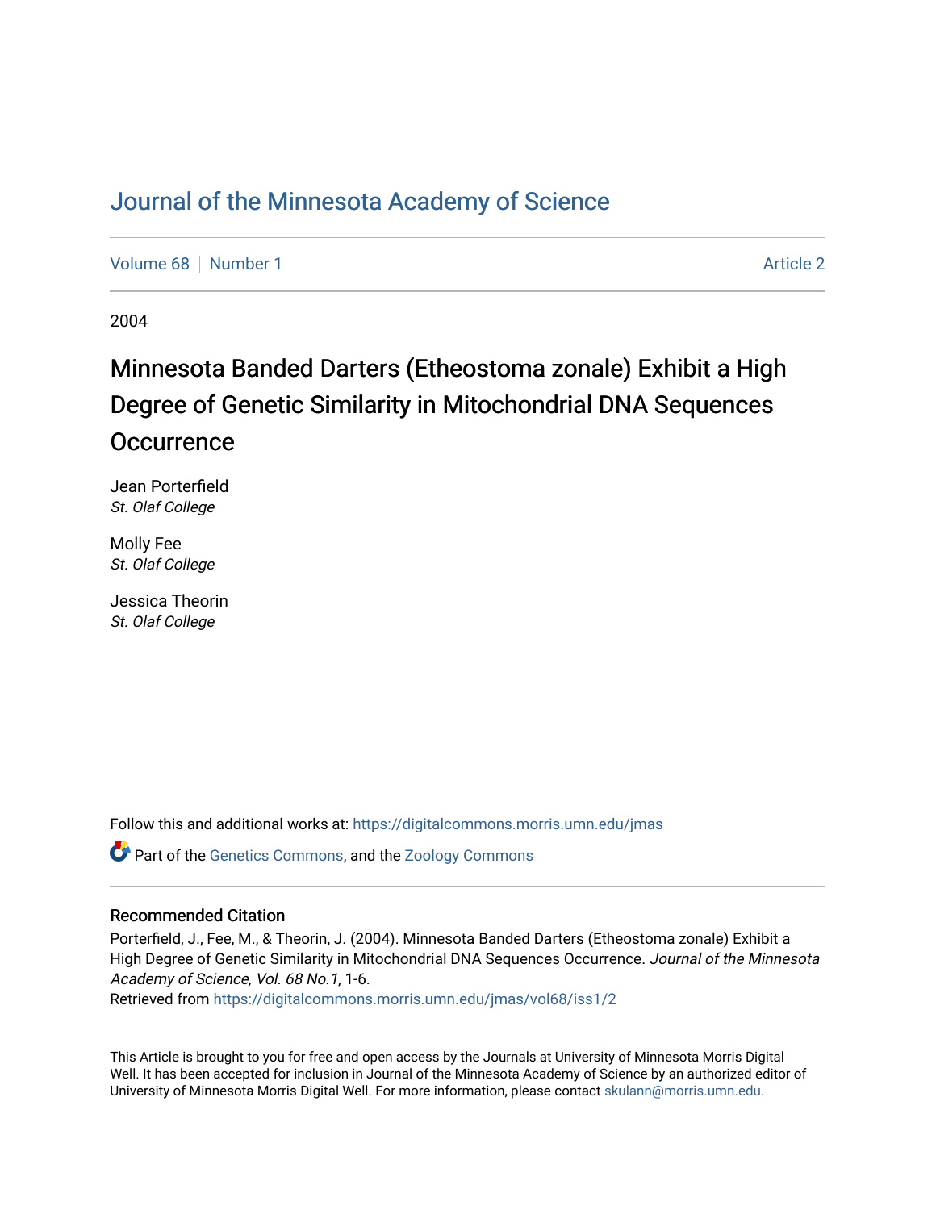# Journal of the Minnesota Academy of Science

Volume 68 | Number 1 | Article 2

2004

## Minnesota Banded Darters (Etheostoma zonale) Exhibit a High Degree of Genetic Similarity in Mitochondrial DNA Sequences Occurrence

Jean Porterfield
*St. Olaf College*

Molly Fee
*St. Olaf College*

Jessica Theorin
*St. Olaf College*

Follow this and additional works at: https://digitalcommons.morris.umn.edu/jmas

Part of the Genetics Commons, and the Zoology Commons

### Recommended Citation

Porterfield, J., Fee, M., & Theorin, J. (2004). Minnesota Banded Darters (Etheostoma zonale) Exhibit a High Degree of Genetic Similarity in Mitochondrial DNA Sequences Occurrence. *Journal of the Minnesota Academy of Science, Vol. 68 No.1*, 1-6.
Retrieved from https://digitalcommons.morris.umn.edu/jmas/vol68/iss1/2

This Article is brought to you for free and open access by the Journals at University of Minnesota Morris Digital Well. It has been accepted for inclusion in Journal of the Minnesota Academy of Science by an authorized editor of University of Minnesota Morris Digital Well. For more information, please contact skulann@morris.umn.edu.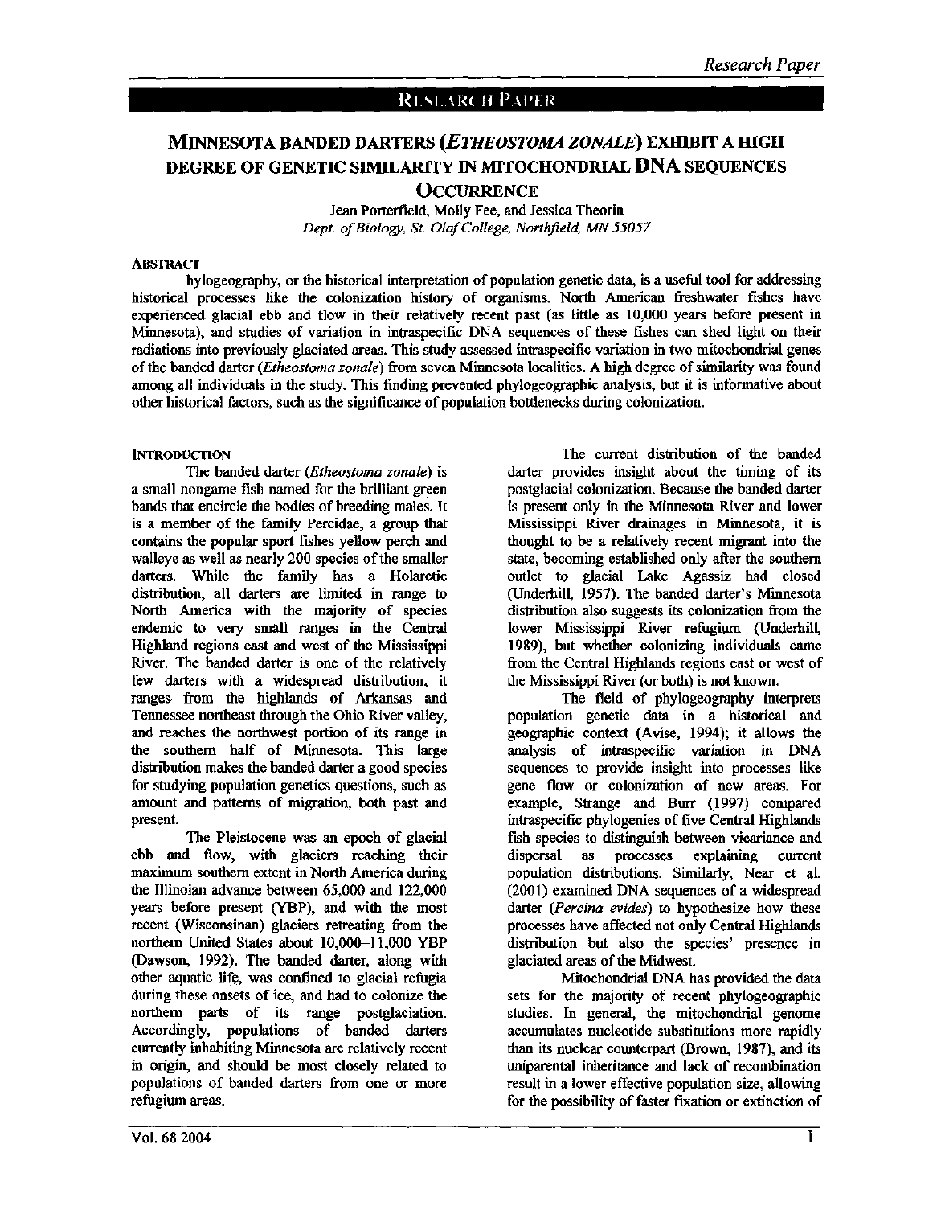# Minnesota banded darters (*Etheostoma zonale*) exhibit a high degree of genetic similarity in mitochondrial DNA sequences occurrence

Jean Porterfield, Molly Fee, and Jessica Theorin

*Dept. of Biology, St. Olaf College, Northfield, MN 55057*

## Abstract

hylogeography, or the historical interpretation of population genetic data, is a useful tool for addressing historical processes like the colonization history of organisms. North American freshwater fishes have experienced glacial ebb and flow in their relatively recent past (as little as 10,000 years before present in Minnesota), and studies of variation in intraspecific DNA sequences of these fishes can shed light on their radiations into previously glaciated areas. This study assessed intraspecific variation in two mitochondrial genes of the banded darter (*Etheostoma zonale*) from seven Minnesota localities. A high degree of similarity was found among all individuals in the study. This finding prevented phylogeographic analysis, but it is informative about other historical factors, such as the significance of population bottlenecks during colonization.

## Introduction

The banded darter (*Etheostoma zonale*) is a small nongame fish named for the brilliant green bands that encircle the bodies of breeding males. It is a member of the family Percidae, a group that contains the popular sport fishes yellow perch and walleye as well as nearly 200 species of the smaller darters. While the family has a Holarctic distribution, all darters are limited in range to North America with the majority of species endemic to very small ranges in the Central Highland regions east and west of the Mississippi River. The banded darter is one of the relatively few darters with a widespread distribution; it ranges from the highlands of Arkansas and Tennessee northeast through the Ohio River valley, and reaches the northwest portion of its range in the southern half of Minnesota. This large distribution makes the banded darter a good species for studying population genetics questions, such as amount and patterns of migration, both past and present.

The Pleistocene was an epoch of glacial ebb and flow, with glaciers reaching their maximum southern extent in North America during the Illinoian advance between 65,000 and 122,000 years before present (YBP), and with the most recent (Wisconsinan) glaciers retreating from the northern United States about 10,000–11,000 YBP (Dawson, 1992). The banded darter, along with other aquatic life, was confined to glacial refugia during these onsets of ice, and had to colonize the northern parts of its range postglaciation. Accordingly, populations of banded darters currently inhabiting Minnesota are relatively recent in origin, and should be most closely related to populations of banded darters from one or more refugium areas.

The current distribution of the banded darter provides insight about the timing of its postglacial colonization. Because the banded darter is present only in the Minnesota River and lower Mississippi River drainages in Minnesota, it is thought to be a relatively recent migrant into the state, becoming established only after the southern outlet to glacial Lake Agassiz had closed (Underhill, 1957). The banded darter's Minnesota distribution also suggests its colonization from the lower Mississippi River refugium (Underhill, 1989), but whether colonizing individuals came from the Central Highlands regions east or west of the Mississippi River (or both) is not known.

The field of phylogeography interprets population genetic data in a historical and geographic context (Avise, 1994); it allows the analysis of intraspecific variation in DNA sequences to provide insight into processes like gene flow or colonization of new areas. For example, Strange and Burr (1997) compared intraspecific phylogenies of five Central Highlands fish species to distinguish between vicariance and dispersal as processes explaining current population distributions. Similarly, Near et al. (2001) examined DNA sequences of a widespread darter (*Percina evides*) to hypothesize how these processes have affected not only Central Highlands distribution but also the species' presence in glaciated areas of the Midwest.

Mitochondrial DNA has provided the data sets for the majority of recent phylogeographic studies. In general, the mitochondrial genome accumulates nucleotide substitutions more rapidly than its nuclear counterpart (Brown, 1987), and its uniparental inheritance and lack of recombination result in a lower effective population size, allowing for the possibility of faster fixation or extinction of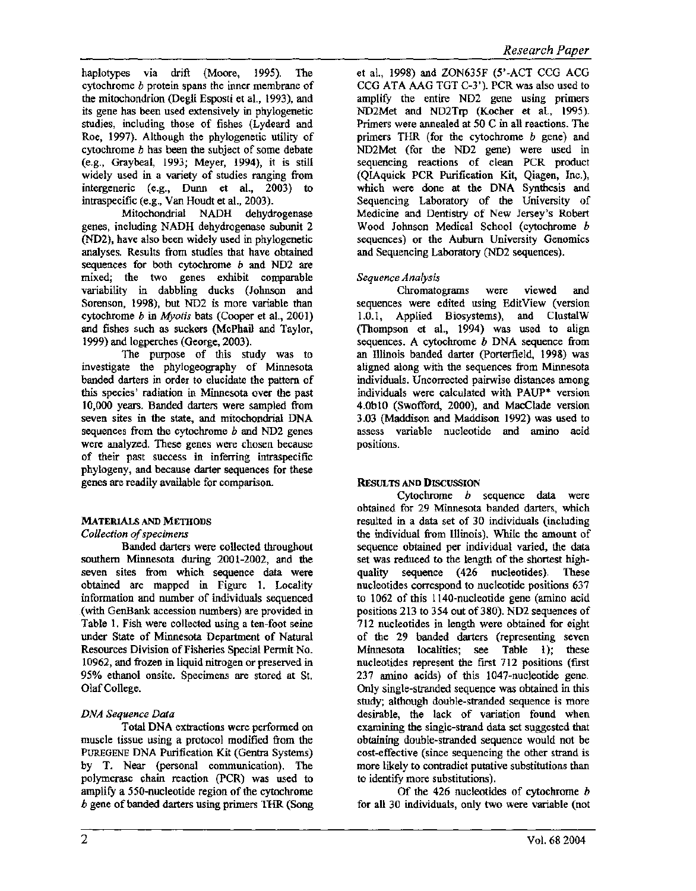haplotypes via drift (Moore, 1995). The cytochrome *b* protein spans the inner membrane of the mitochondrion (Degli Esposti et al., 1993), and its gene has been used extensively in phylogenetic studies, including those of fishes (Lydeard and Roe, 1997). Although the phylogenetic utility of cytochrome *b* has been the subject of some debate (e.g., Graybeal, 1993; Meyer, 1994), it is still widely used in a variety of studies ranging from intergeneric (e.g., Dunn et al., 2003) to intraspecific (e.g., Van Houdt et al., 2003).

Mitochondrial NADH dehydrogenase genes, including NADH dehydrogenase subunit 2 (ND2), have also been widely used in phylogenetic analyses. Results from studies that have obtained sequences for both cytochrome *b* and ND2 are mixed; the two genes exhibit comparable variability in dabbling ducks (Johnson and Sorenson, 1998), but ND2 is more variable than cytochrome *b* in *Myotis* bats (Cooper et al., 2001) and fishes such as suckers (McPhail and Taylor, 1999) and logperches (George, 2003).

The purpose of this study was to investigate the phylogeography of Minnesota banded darters in order to elucidate the pattern of this species' radiation in Minnesota over the past 10,000 years. Banded darters were sampled from seven sites in the state, and mitochondrial DNA sequences from the cytochrome *b* and ND2 genes were analyzed. These genes were chosen because of their past success in inferring intraspecific phylogeny, and because darter sequences for these genes are readily available for comparison.

## MATERIALS AND METHODS

### *Collection of specimens*

Banded darters were collected throughout southern Minnesota during 2001-2002, and the seven sites from which sequence data were obtained are mapped in Figure 1. Locality information and number of individuals sequenced (with GenBank accession numbers) are provided in Table 1. Fish were collected using a ten-foot seine under State of Minnesota Department of Natural Resources Division of Fisheries Special Permit No. 10962, and frozen in liquid nitrogen or preserved in 95% ethanol onsite. Specimens are stored at St. Olaf College.

### *DNA Sequence Data*

Total DNA extractions were performed on muscle tissue using a protocol modified from the PUREGENE DNA Purification Kit (Gentra Systems) by T. Near (personal communication). The polymerase chain reaction (PCR) was used to amplify a 550-nucleotide region of the cytochrome *b* gene of banded darters using primers THR (Song et al., 1998) and ZON635F (5'-ACT CCG ACG CCG ATA AAG TGT C-3'). PCR was also used to amplify the entire ND2 gene using primers ND2Met and ND2Trp (Kocher et al., 1995). Primers were annealed at 50 C in all reactions. The primers THR (for the cytochrome *b* gene) and ND2Met (for the ND2 gene) were used in sequencing reactions of clean PCR product (QIAquick PCR Purification Kit, Qiagen, Inc.), which were done at the DNA Synthesis and Sequencing Laboratory of the University of Medicine and Dentistry of New Jersey's Robert Wood Johnson Medical School (cytochrome *b* sequences) or the Auburn University Genomics and Sequencing Laboratory (ND2 sequences).

### *Sequence Analysis*

Chromatograms were viewed and sequences were edited using EditView (version 1.0.1, Applied Biosystems), and ClustalW (Thompson et al., 1994) was used to align sequences. A cytochrome *b* DNA sequence from an Illinois banded darter (Porterfield, 1998) was aligned along with the sequences from Minnesota individuals. Uncorrected pairwise distances among individuals were calculated with PAUP* version 4.0b10 (Swofford, 2000), and MacClade version 3.03 (Maddison and Maddison 1992) was used to assess variable nucleotide and amino acid positions.

## RESULTS AND DISCUSSION

Cytochrome *b* sequence data were obtained for 29 Minnesota banded darters, which resulted in a data set of 30 individuals (including the individual from Illinois). While the amount of sequence obtained per individual varied, the data set was reduced to the length of the shortest high-quality sequence (426 nucleotides). These nucleotides correspond to nucleotide positions 637 to 1062 of this 1140-nucleotide gene (amino acid positions 213 to 354 out of 380). ND2 sequences of 712 nucleotides in length were obtained for eight of the 29 banded darters (representing seven Minnesota localities; see Table 1); these nucleotides represent the first 712 positions (first 237 amino acids) of this 1047-nucleotide gene. Only single-stranded sequence was obtained in this study; although double-stranded sequence is more desirable, the lack of variation found when examining the single-strand data set suggested that obtaining double-stranded sequence would not be cost-effective (since sequencing the other strand is more likely to contradict putative substitutions than to identify more substitutions).

Of the 426 nucleotides of cytochrome *b* for all 30 individuals, only two were variable (not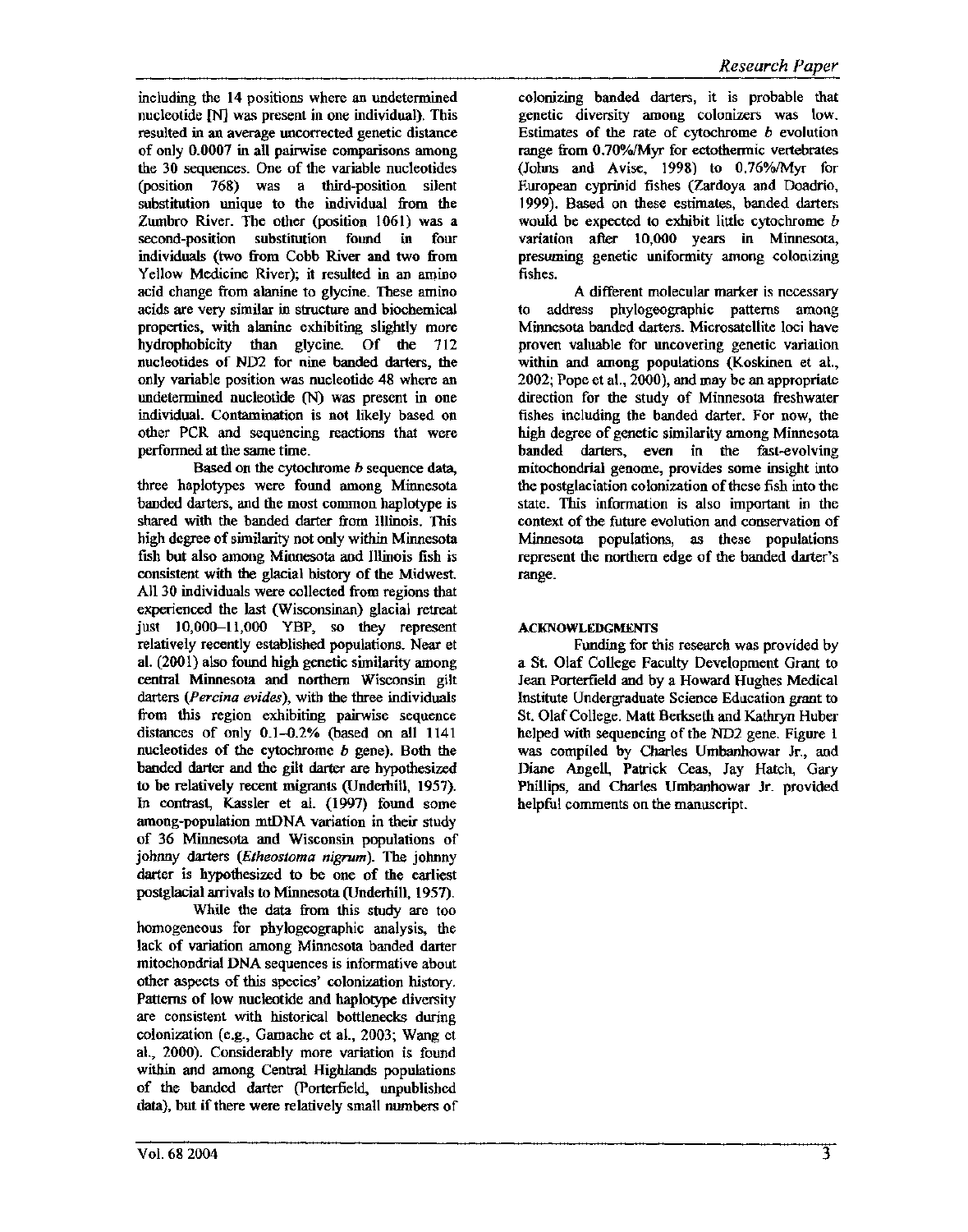including the 14 positions where an undetermined nucleotide [N] was present in one individual). This resulted in an average uncorrected genetic distance of only 0.0007 in all pairwise comparisons among the 30 sequences. One of the variable nucleotides (position 768) was a third-position silent substitution unique to the individual from the Zumbro River. The other (position 1061) was a second-position substitution found in four individuals (two from Cobb River and two from Yellow Medicine River); it resulted in an amino acid change from alanine to glycine. These amino acids are very similar in structure and biochemical properties, with alanine exhibiting slightly more hydrophobicity than glycine. Of the 712 nucleotides of ND2 for nine banded darters, the only variable position was nucleotide 48 where an undetermined nucleotide (N) was present in one individual. Contamination is not likely based on other PCR and sequencing reactions that were performed at the same time.

Based on the cytochrome *b* sequence data, three haplotypes were found among Minnesota banded darters, and the most common haplotype is shared with the banded darter from Illinois. This high degree of similarity not only within Minnesota fish but also among Minnesota and Illinois fish is consistent with the glacial history of the Midwest. All 30 individuals were collected from regions that experienced the last (Wisconsinan) glacial retreat just 10,000–11,000 YBP, so they represent relatively recently established populations. Near et al. (2001) also found high genetic similarity among central Minnesota and northern Wisconsin gilt darters (*Percina evides*), with the three individuals from this region exhibiting pairwise sequence distances of only 0.1–0.2% (based on all 1141 nucleotides of the cytochrome *b* gene). Both the banded darter and the gilt darter are hypothesized to be relatively recent migrants (Underhill, 1957). In contrast, Kassler et al. (1997) found some among-population mtDNA variation in their study of 36 Minnesota and Wisconsin populations of johnny darters (*Etheostoma nigrum*). The johnny darter is hypothesized to be one of the earliest postglacial arrivals to Minnesota (Underhill, 1957).

While the data from this study are too homogeneous for phylogeographic analysis, the lack of variation among Minnesota banded darter mitochondrial DNA sequences is informative about other aspects of this species' colonization history. Patterns of low nucleotide and haplotype diversity are consistent with historical bottlenecks during colonization (e.g., Gamache et al., 2003; Wang et al., 2000). Considerably more variation is found within and among Central Highlands populations of the banded darter (Porterfield, unpublished data), but if there were relatively small numbers of colonizing banded darters, it is probable that genetic diversity among colonizers was low. Estimates of the rate of cytochrome *b* evolution range from 0.70%/Myr for ectothermic vertebrates (Johns and Avise, 1998) to 0.76%/Myr for European cyprinid fishes (Zardoya and Doadrio, 1999). Based on these estimates, banded darters would be expected to exhibit little cytochrome *b* variation after 10,000 years in Minnesota, presuming genetic uniformity among colonizing fishes.

A different molecular marker is necessary to address phylogeographic patterns among Minnesota banded darters. Microsatellite loci have proven valuable for uncovering genetic variation within and among populations (Koskinen et al., 2002; Pope et al., 2000), and may be an appropriate direction for the study of Minnesota freshwater fishes including the banded darter. For now, the high degree of genetic similarity among Minnesota banded darters, even in the fast-evolving mitochondrial genome, provides some insight into the postglaciation colonization of these fish into the state. This information is also important in the context of the future evolution and conservation of Minnesota populations, as these populations represent the northern edge of the banded darter's range.

## ACKNOWLEDGMENTS

Funding for this research was provided by a St. Olaf College Faculty Development Grant to Jean Porterfield and by a Howard Hughes Medical Institute Undergraduate Science Education grant to St. Olaf College. Matt Berkseth and Kathryn Huber helped with sequencing of the ND2 gene. Figure 1 was compiled by Charles Umbanhowar Jr., and Diane Angell, Patrick Ceas, Jay Hatch, Gary Phillips, and Charles Umbanhowar Jr. provided helpful comments on the manuscript.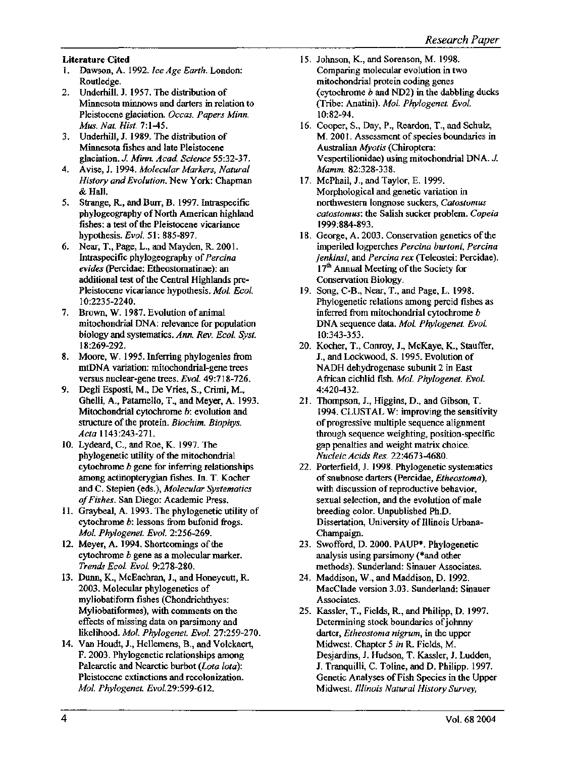### Literature Cited

1. Dawson, A. 1992. *Ice Age Earth*. London: Routledge.
2. Underhill. J. 1957. The distribution of Minnesota minnows and darters in relation to Pleistocene glaciation. *Occas. Papers Minn. Mus. Nat. Hist.* 7:1-45.
3. Underhill, J. 1989. The distribution of Minnesota fishes and late Pleistocene glaciation. *J. Minn. Acad. Science* 55:32-37.
4. Avise, J. 1994. *Molecular Markers, Natural History and Evolution*. New York: Chapman & Hall.
5. Strange, R., and Burr, B. 1997. Intraspecific phylogeography of North American highland fishes: a test of the Pleistocene vicariance hypothesis. *Evol.* 51: 885-897.
6. Near, T., Page, L., and Mayden, R. 2001. Intraspecific phylogeography of *Percina evides* (Percidae: Etheostomatinae): an additional test of the Central Highlands pre-Pleistocene vicariance hypothesis. *Mol. Ecol.* 10:2235-2240.
7. Brown, W. 1987. Evolution of animal mitochondrial DNA: relevance for population biology and systematics. *Ann. Rev. Ecol. Syst.* 18:269-292.
8. Moore, W. 1995. Inferring phylogenies from mtDNA variation: mitochondrial-gene trees versus nuclear-gene trees. *Evol.* 49:718-726.
9. Degli Esposti, M., De Vries, S., Crimi, M., Ghelli, A., Patarnello, T., and Meyer, A. 1993. Mitochondrial cytochrome *b*: evolution and structure of the protein. *Biochim. Biophys. Acta* 1143:243-271.
10. Lydeard, C., and Roe, K. 1997. The phylogenetic utility of the mitochondrial cytochrome *b* gene for inferring relationships among actinopterygian fishes. In. T. Kocher and C. Stepien (eds.), *Molecular Systematics of Fishes*. San Diego: Academic Press.
11. Graybeal, A. 1993. The phylogenetic utility of cytochrome *b*: lessons from bufonid frogs. *Mol. Phylogenet. Evol.* 2:256-269.
12. Meyer, A. 1994. Shortcomings of the cytochrome *b* gene as a molecular marker. *Trends Ecol. Evol.* 9:278-280.
13. Dunn, K., McEachran, J., and Honeycutt, R. 2003. Molecular phylogenetics of myliobatiform fishes (Chondrichthyes: Myliobatiformes), with comments on the effects of missing data on parsimony and likelihood. *Mol. Phylogenet. Evol.* 27:259-270.
14. Van Houdt, J., Hellemens, B., and Volckaert, F. 2003. Phylogenetic relationships among Palearctic and Nearctic burbot (*Lota lota*): Pleistocene extinctions and recolonization. *Mol. Phylogenet. Evol.* 29:599-612.
15. Johnson, K., and Sorenson, M. 1998. Comparing molecular evolution in two mitochondrial protein coding genes (cytochrome *b* and ND2) in the dabbling ducks (Tribe: Anatini). *Mol. Phylogenet. Evol.* 10:82-94.
16. Cooper, S., Day, P., Reardon, T., and Schulz, M. 2001. Assessment of species boundaries in Australian *Myotis* (Chiroptera: Vespertilionidae) using mitochondrial DNA. *J. Mamm.* 82:328-338.
17. McPhail, J., and Taylor, E. 1999. Morphological and genetic variation in northwestern longnose suckers, *Catostomus catostomus*: the Salish sucker problem. *Copeia* 1999:884-893.
18. George, A. 2003. Conservation genetics of the imperiled logperches *Percina burtoni*, *Percina jenkinsi*, and *Percina rex* (Teleostei: Percidae). 17th Annual Meeting of the Society for Conservation Biology.
19. Song, C-B., Near, T., and Page, L. 1998. Phylogenetic relations among percid fishes as inferred from mitochondrial cytochrome *b* DNA sequence data. *Mol. Phylogenet. Evol.* 10:343-353.
20. Kocher, T., Conroy, J., McKaye, K., Stauffer, J., and Lockwood, S. 1995. Evolution of NADH dehydrogenase subunit 2 in East African cichlid fish. *Mol. Phylogenet. Evol.* 4:420-432.
21. Thompson, J., Higgins, D., and Gibson, T. 1994. CLUSTAL W: improving the sensitivity of progressive multiple sequence alignment through sequence weighting, position-specific gap penalties and weight matrix choice. *Nucleic Acids Res.* 22:4673-4680.
22. Porterfield, J. 1998. Phylogenetic systematics of snubnose darters (Percidae, *Etheostoma*), with discussion of reproductive behavior, sexual selection, and the evolution of male breeding color. Unpublished Ph.D. Dissertation, University of Illinois Urbana-Champaign.
23. Swofford, D. 2000. PAUP*. Phylogenetic analysis using parsimony (*and other methods). Sunderland: Sinauer Associates.
24. Maddison, W., and Maddison, D. 1992. MacClade version 3.03. Sunderland: Sinauer Associates.
25. Kassler, T., Fields, R., and Philipp, D. 1997. Determining stock boundaries of johnny darter, *Etheostoma nigrum*, in the upper Midwest. Chapter 5 *in* R. Fields, M. Desjardins, J. Hudson, T. Kassler, J. Ludden, J. Tranquilli, C. Toline, and D. Philipp. 1997. Genetic Analyses of Fish Species in the Upper Midwest. *Illinois Natural History Survey,*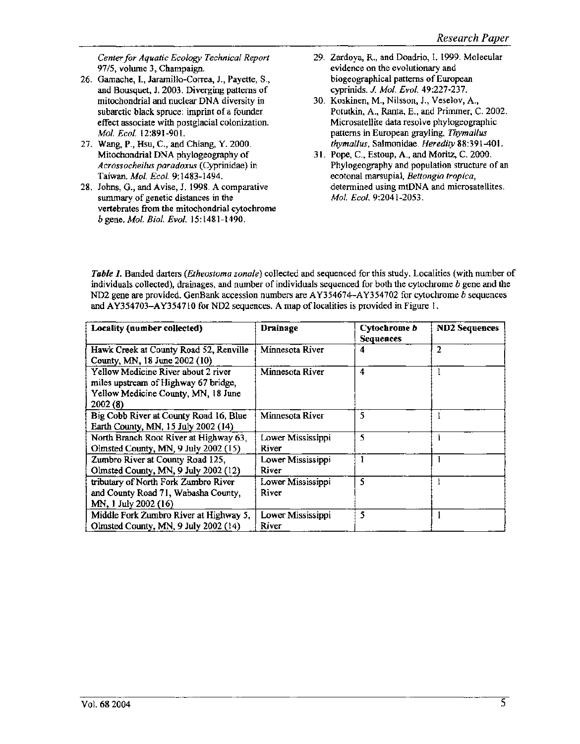Center for Aquatic Ecology Technical Report 97/5, volume 3, Champaign.

26. Gamache, I., Jaramillo-Correa, J., Payette, S., and Bousquet, J. 2003. Diverging patterns of mitochondrial and nuclear DNA diversity in subarctic black spruce: imprint of a founder effect associate with postglacial colonization. *Mol. Ecol.* 12:891-901.
27. Wang, P., Hsu, C., and Chiang, Y. 2000. Mitochondrial DNA phylogeography of *Acrossocheilus paradoxus* (Cyprinidae) in Taiwan. *Mol. Ecol.* 9:1483-1494.
28. Johns, G., and Avise, J. 1998. A comparative summary of genetic distances in the vertebrates from the mitochondrial cytochrome *b* gene. *Mol. Biol. Evol.* 15:1481-1490.
29. Zardoya, R., and Doadrio, I. 1999. Molecular evidence on the evolutionary and biogeographical patterns of European cyprinids. *J. Mol. Evol.* 49:227-237.
30. Koskinen, M., Nilsson, J., Veselov, A., Potutkin, A., Ranta, E., and Primmer, C. 2002. Microsatellite data resolve phylogeographic patterns in European grayling, *Thymallus thymallus*, Salmonidae. *Heredity* 88:391-401.
31. Pope, C., Estoup, A., and Moritz, C. 2000. Phylogeography and population structure of an ecotonal marsupial, *Bettongia tropica*, determined using mtDNA and microsatellites. *Mol. Ecol.* 9:2041-2053.

***Table 1.*** Banded darters (*Etheostoma zonale*) collected and sequenced for this study. Localities (with number of individuals collected), drainages, and number of individuals sequenced for both the cytochrome *b* gene and the ND2 gene are provided. GenBank accession numbers are AY354674–AY354702 for cytochrome *b* sequences and AY354703–AY354710 for ND2 sequences. A map of localities is provided in Figure 1.

| **Locality (number collected)** | **Drainage** | **Cytochrome *b* Sequences** | **ND2 Sequences** |
|---|---|---|---|
| Hawk Creek at County Road 52, Renville County, MN, 18 June 2002 (10) | Minnesota River | 4 | 2 |
| Yellow Medicine River about 2 river miles upstream of Highway 67 bridge, Yellow Medicine County, MN, 18 June 2002 (8) | Minnesota River | 4 | 1 |
| Big Cobb River at County Road 16, Blue Earth County, MN, 15 July 2002 (14) | Minnesota River | 5 | 1 |
| North Branch Root River at Highway 63, Olmsted County, MN, 9 July 2002 (15) | Lower Mississippi River | 5 | 1 |
| Zumbro River at County Road 125, Olmsted County, MN, 9 July 2002 (12) | Lower Mississippi River | 1 | 1 |
| tributary of North Fork Zumbro River and County Road 71, Wabasha County, MN, 1 July 2002 (16) | Lower Mississippi River | 5 | 1 |
| Middle Fork Zumbro River at Highway 5, Olmsted County, MN, 9 July 2002 (14) | Lower Mississippi River | 5 | 1 |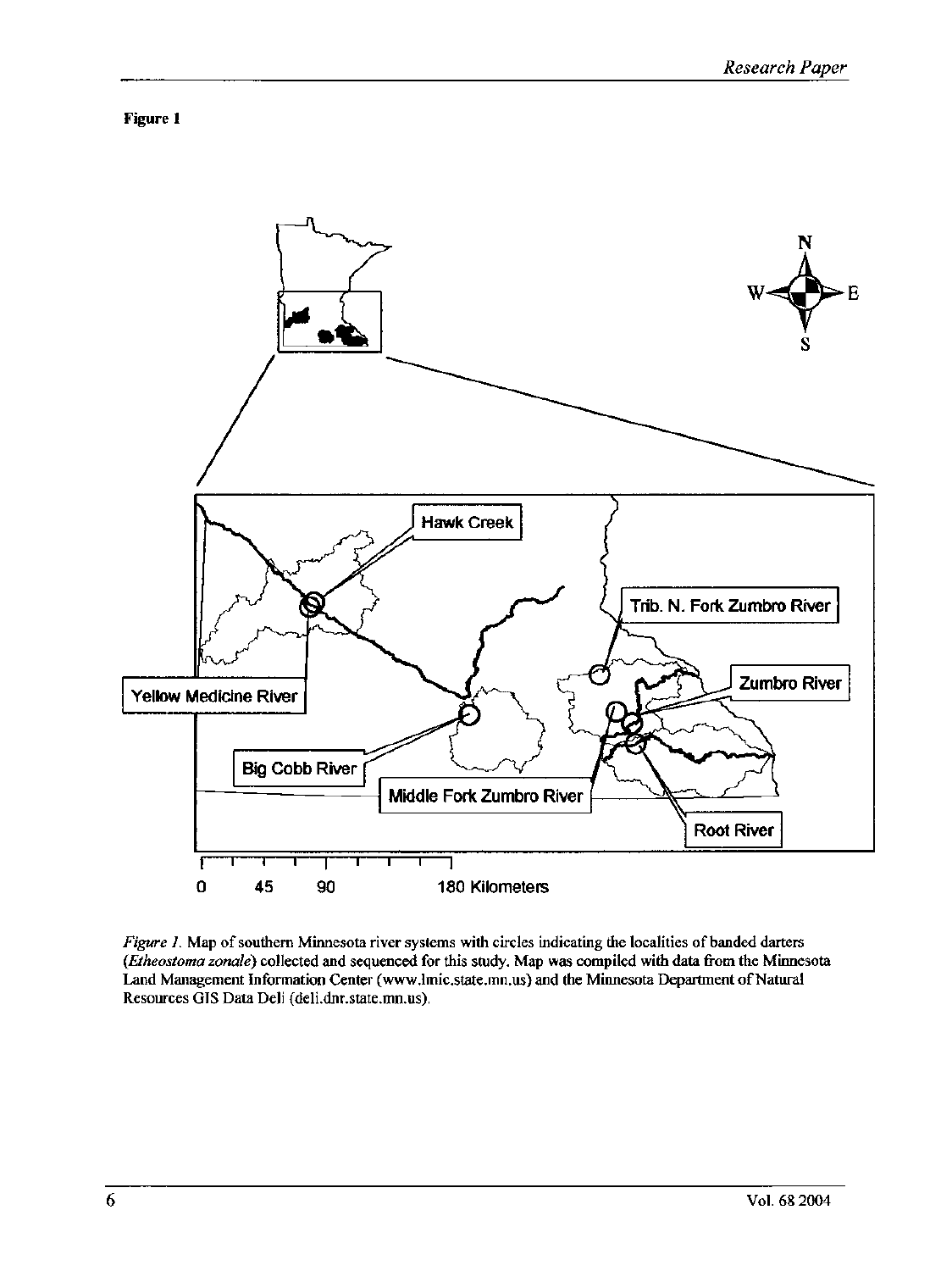**Figure 1**

N
W
E
S

Hawk Creek
Trib. N. Fork Zumbro River
Zumbro River
Yellow Medicine River
Big Cobb River
Middle Fork Zumbro River
Root River

0 45 90 180 Kilometers

*Figure 1.* Map of southern Minnesota river systems with circles indicating the localities of banded darters (*Etheostoma zonale*) collected and sequenced for this study. Map was compiled with data from the Minnesota Land Management Information Center (www.lmic.state.mn.us) and the Minnesota Department of Natural Resources GIS Data Deli (deli.dnr.state.mn.us).